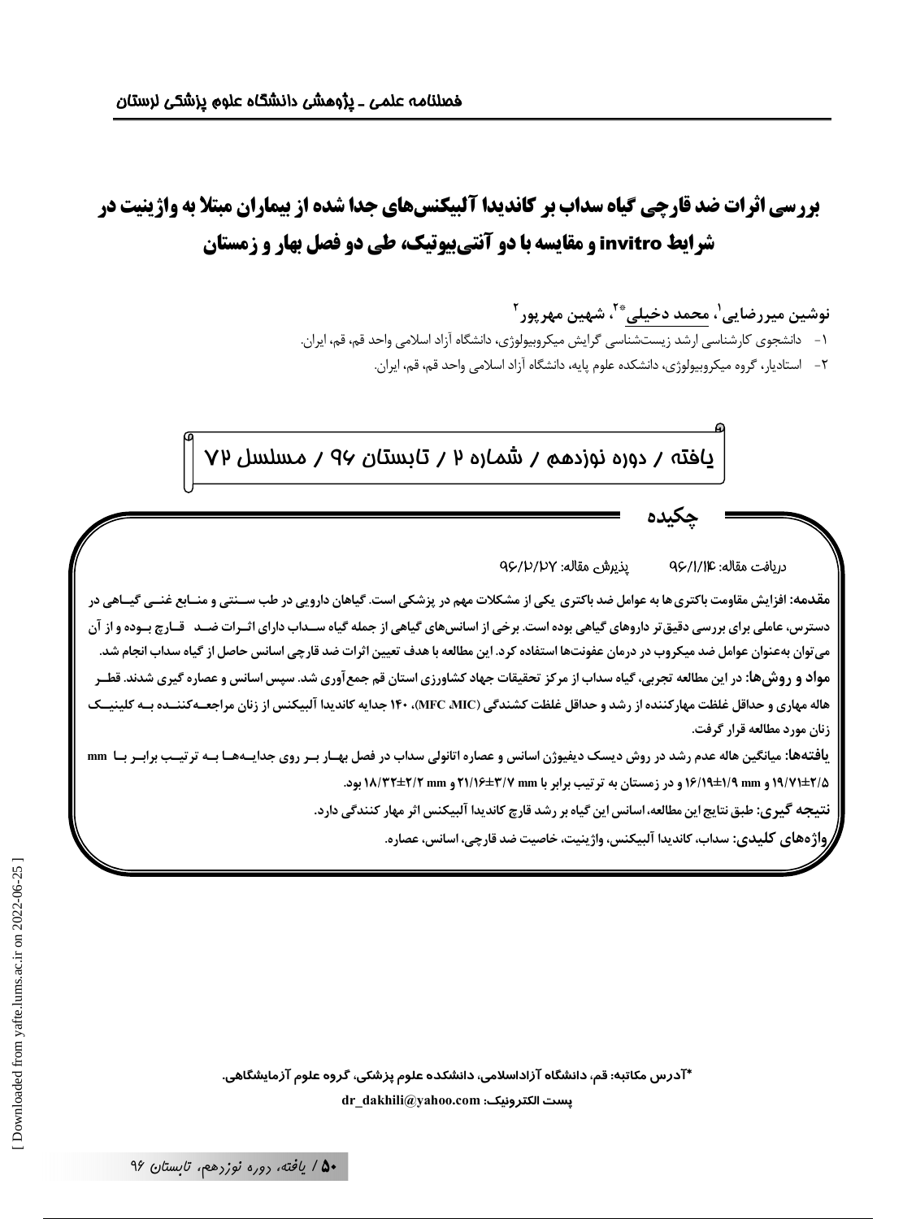# بررسی اثرات ضد قارچی گیاه سداب بر کاندیدا آلبیکنس‌های جدا شده از بیماران مبتلا به واژینیت در شرایط invitro و مقایسه با دو آنتی‌بیوتیک، طی دو فصل بهار و زمستان

نوشین میررضایی[1]، محمد دخیلی[2*]، شهین مهرپور[2]

۱- دانشجوی کارشناسی ارشد زیست‌شناسی گرایش میکروبیولوژی، دانشگاه آزاد اسلامی واحد قم، قم، ایران.

۲- استادیار، گروه میکروبیولوژی، دانشکده علوم پایه، دانشگاه آزاد اسلامی واحد قم، قم، ایران.

یافته / دوره نوزدهم / شماره ۲ / تابستان ۹۶ / مسلسل ۷۲

## چکیده

دریافت مقاله: ۹۶/۱/۱۴ پذیرش مقاله: ۹۶/۲/۲۷

**مقدمه:** افزایش مقاومت باکتری‌ها به عوامل ضد باکتری یکی از مشکلات مهم در پزشکی است. گیاهان دارویی در طب سنتی و منابع غنی گیاهی در دسترس، عاملی برای بررسی دقیق‌تر داروهای گیاهی بوده است. برخی از اسانس‌های گیاهی از جمله گیاه سداب دارای اثرات ضد قارچ بوده و از آن می‌توان به‌عنوان عوامل ضد میکروب در درمان عفونت‌ها استفاده کرد. این مطالعه با هدف تعیین اثرات ضد قارچی اسانس حاصل از گیاه سداب انجام شد.

**مواد و روش‌ها:** در این مطالعه تجربی، گیاه سداب از مرکز تحقیقات جهاد کشاورزی استان قم جمع‌آوری شد. سپس اسانس و عصاره گیری شدند. قطر هاله مهاری و حداقل غلظت مهارکننده از رشد و حداقل غلظت کشندگی (MFC ،MIC)، ۱۴۰ جدایه کاندیدا آلبیکنس از زنان مراجعه‌کننده به کلینیک زنان مورد مطالعه قرار گرفت.

**یافته‌ها:** میانگین هاله عدم رشد در روش دیسک دیفیوژن اسانس و عصاره اتانولی سداب در فصل بهار بر روی جدایه‌ها به ترتیب برابر با mm ۲/۵±۱۹/۷۱ و mm ۱/۹±۱۶/۱۹ و در زمستان به ترتیب برابر با mm ۳/۷±۲۱/۱۶ و mm ۲/۲±۱۸/۳۲ بود.

**نتیجه گیری:** طبق نتایج این مطالعه، اسانس این گیاه بر رشد قارچ کاندیدا آلبیکنس اثر مهار کنندگی دارد.

**واژه‌های کلیدی:** سداب، کاندیدا آلبیکنس، واژینیت، خاصیت ضد قارچی، اسانس، عصاره.

*آدرس مکاتبه: قم، دانشگاه آزاداسلامی، دانشکده علوم پزشکی، گروه علوم آزمایشگاهی.

پست الکترونیک: dr_dakhili@yahoo.com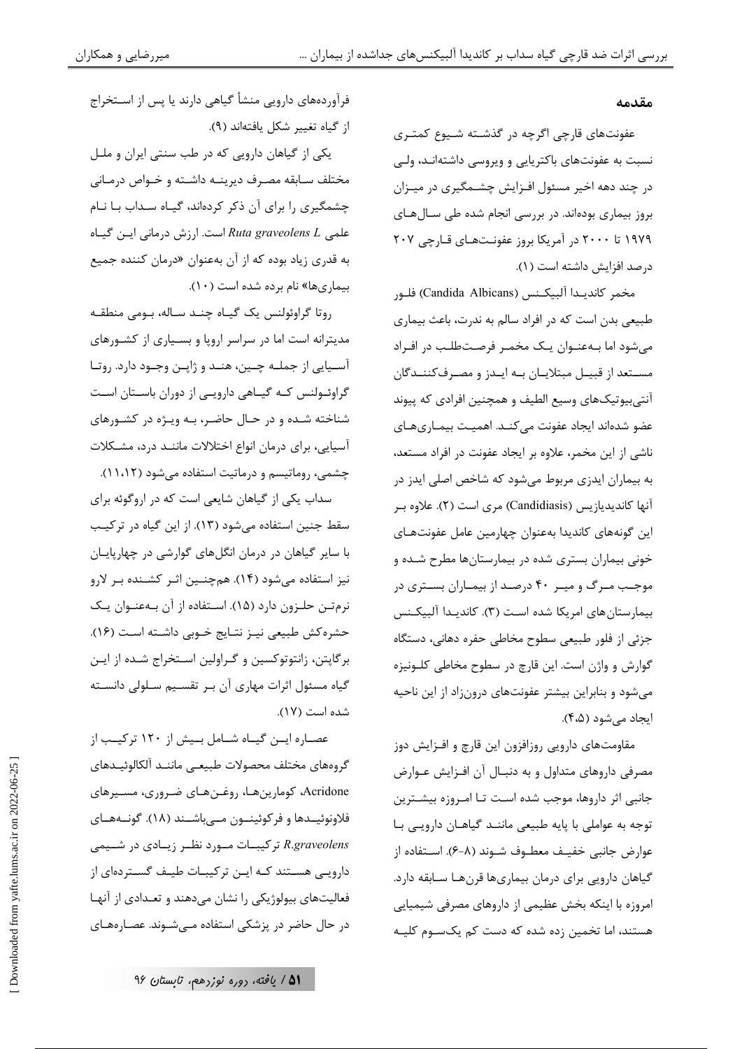## مقدمه

عفونت‌های قارچی اگرچه در گذشته شیوع کمتری نسبت به عفونت‌های باکتریایی و ویروسی داشته‌اند، ولی در چند دهه اخیر مسئول افزایش چشمگیری در میزان بروز بیماری بوده‌اند. در بررسی انجام شده طی سال‌های ۱۹۷۹ تا ۲۰۰۰ در آمریکا بروز عفونت‌های قارچی ۲۰۷ درصد افزایش داشته است (۱).

مخمر کاندیدا آلبیکنس (Candida Albicans) فلور طبیعی بدن است که در افراد سالم به ندرت، باعث بیماری می‌شود اما به‌عنوان یک مخمر فرصت‌طلب در افراد مستعد از قبیل مبتلایان به ایدز و مصرف‌کنندگان آنتی‌بیوتیک‌های وسیع الطیف و همچنین افرادی که پیوند عضو شده‌اند ایجاد عفونت می‌کند. اهمیت بیماری‌های ناشی از این مخمر، علاوه بر ایجاد عفونت در افراد مستعد، به بیماران ایدزی مربوط می‌شود که شاخص اصلی ایدز در آنها کاندیدیازیس (Candidiasis) مری است (۲). علاوه بر این گونه‌های کاندیدا به‌عنوان چهارمین عامل عفونت‌های خونی بیماران بستری شده در بیمارستان‌ها مطرح شده و موجب مرگ و میر ۴۰ درصد از بیماران بستری در بیمارستان‌های امریکا شده است (۳). کاندیدا آلبیکنس جزئی از فلور طبیعی سطوح مخاطی حفره دهانی، دستگاه گوارش و واژن است. این قارچ در سطوح مخاطی کلونیزه می‌شود و بنابراین بیشتر عفونت‌های درون‌زاد از این ناحیه ایجاد می‌شود (۴،۵).

مقاومت‌های دارویی روزافزون این قارچ و افزایش دوز مصرفی داروهای متداول و به دنبال آن افزایش عوارض جانبی اثر داروها، موجب شده است تا امروزه بیشترین توجه به عواملی با پایه طبیعی مانند گیاهان دارویی با عوارض جانبی خفیف معطوف شوند (۸-۶). استفاده از گیاهان دارویی برای درمان بیماری‌ها قرن‌ها سابقه دارد. امروزه با اینکه بخش عظیمی از داروهای مصرفی شیمیایی هستند، اما تخمین زده شده که دست کم یک‌سوم کلیه فرآورده‌های دارویی منشأ گیاهی دارند یا پس از استخراج از گیاه تغییر شکل یافته‌اند (۹).

یکی از گیاهان دارویی که در طب سنتی ایران و ملل مختلف سابقه مصرف دیرینه داشته و خواص درمانی چشمگیری را برای آن ذکر کرده‌اند، گیاه سداب با نام علمی *Ruta graveolens L* است. ارزش درمانی این گیاه به قدری زیاد بوده که از آن به‌عنوان «درمان کننده جمیع بیماری‌ها» نام برده شده است (۱۰).

روتا گراوئولنس یک گیاه چند ساله، بومی منطقه مدیترانه است اما در سراسر اروپا و بسیاری از کشورهای آسیایی از جمله چین، هند و ژاپن وجود دارد. روتا گراوئولنس که گیاهی دارویی از دوران باستان است شناخته شده و در حال حاضر، به ویژه در کشورهای آسیایی، برای درمان انواع اختلالات مانند درد، مشکلات چشمی، روماتیسم و درماتیت استفاده می‌شود (۱۱،۱۲).

سداب یکی از گیاهان شایعی است که در اروگوئه برای سقط جنین استفاده می‌شود (۱۳). از این گیاه در ترکیب با سایر گیاهان در درمان انگل‌های گوارشی در چهارپایان نیز استفاده می‌شود (۱۴). همچنین اثر کشنده بر لارو نرم‌تن حلزون دارد (۱۵). استفاده از آن به‌عنوان یک حشره‌کش طبیعی نیز نتایج خوبی داشته است (۱۶). برگاپتن، زانتوتوکسین و گراولین استخراج شده از این گیاه مسئول اثرات مهاری آن بر تقسیم سلولی دانسته شده است (۱۷).

عصاره این گیاه شامل بیش از ۱۲۰ ترکیب از گروه‌های مختلف محصولات طبیعی مانند آلکالوئیدهای Acridone، کومارین‌ها، روغن‌های ضروری، مسیرهای فلاونوئیدها و فرکوئینون می‌باشند (۱۸). گونه‌های *R.graveolens* ترکیبات مورد نظر زیادی در شیمی دارویی هستند که این ترکیبات طیف گسترده‌ای از فعالیت‌های بیولوژیکی را نشان می‌دهند و تعدادی از آنها در حال حاضر در پزشکی استفاده می‌شوند. عصاره‌های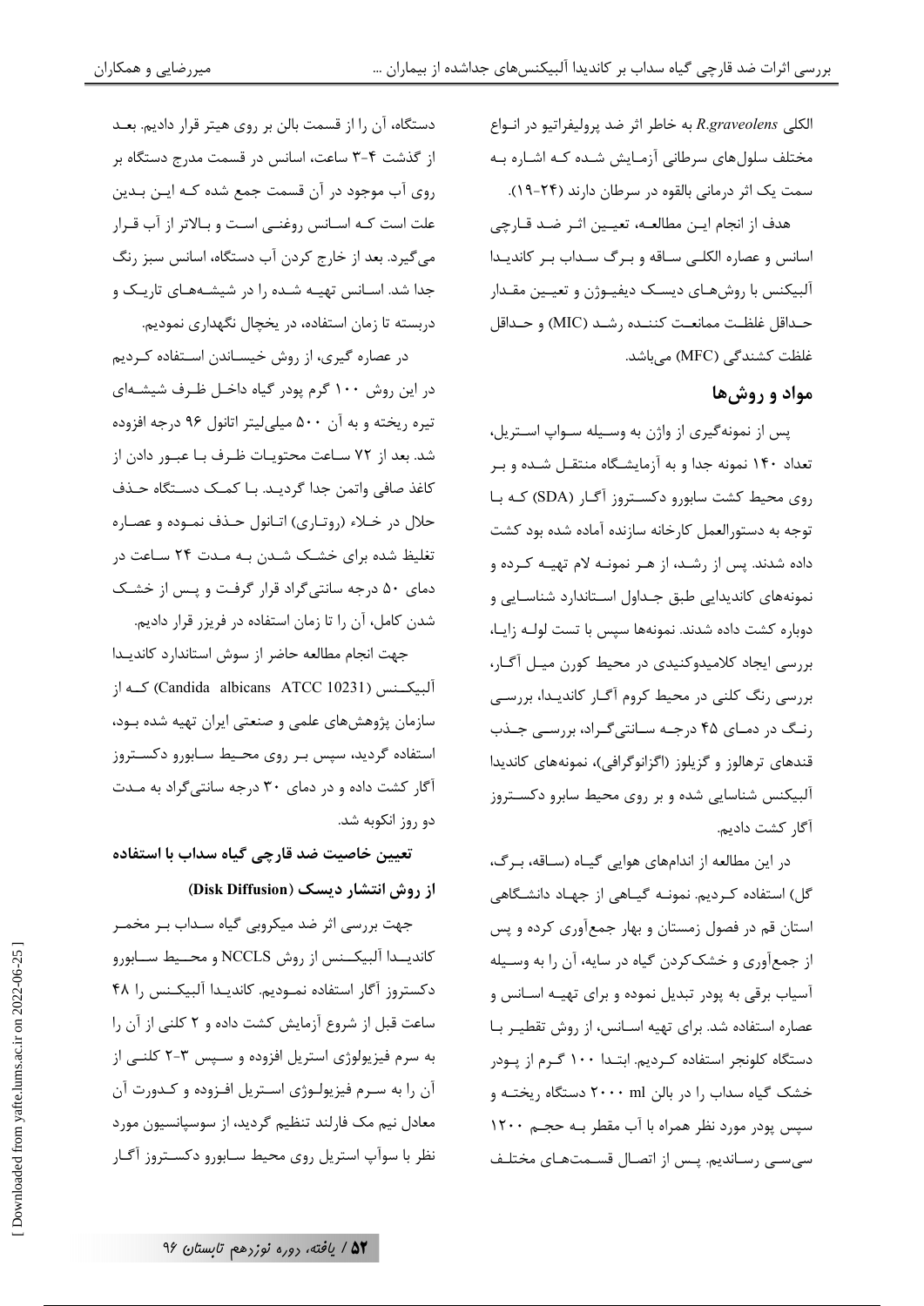الکلی *R.graveolens* به خاطر اثر ضد پرولیفراتیو در انـواع مختلف سلول‌های سرطانی آزمـایش شـده کـه اشـاره بـه سمت یک اثر درمانی بالقوه در سرطان دارند (۲۴-۱۹).

هدف از انجام ایـن مطالعـه، تعیـین اثـر ضـد قـارچی اسانس و عصاره الکلـی سـاقه و بـرگ سـداب بـر کاندیـدا آلبیکنس با روش‌هـای دیسـک دیفیـوژن و تعیـین مقـدار حـداقل غلظـت ممانعـت کننـده رشـد (MIC) و حـداقل غلظت کشندگی (MFC) می‌باشد.

## مواد و روش‌ها

پس از نمونه‌گیری از واژن به وسـیله سـواپ اسـتریل، تعداد ۱۴۰ نمونه جدا و به آزمایشـگاه منتقـل شـده و بـر روی محیط کشت سابورو دکسـتروز آگـار (SDA) کـه بـا توجه به دستورالعمل کارخانه سازنده آماده شده بود کشت داده شدند. پس از رشـد، از هـر نمونـه لام تهیـه کـرده و نمونه‌های کاندیدایی طبق جـداول اسـتاندارد شناسـایی و دوباره کشت داده شدند. نمونه‌ها سپس با تست لولـه زایـا، بررسی ایجاد کلامیدوکنیدی در محیط کورن میـل آگـار، بررسی رنگ کلنی در محیط کروم آگـار کاندیـدا، بررسـی رنـگ در دمـای ۴۵ درجـه سـانتی‌گـراد، بررسـی جـذب قندهای ترهالوز و گزیلوز (اگزانوگرافی)، نمونه‌های کاندیدا آلبیکنس شناسایی شده و بر روی محیط سابرو دکسـتروز آگار کشت دادیم.

در این مطالعه از اندام‌های هوایی گیـاه (سـاقه، بـرگ، گل) استفاده کـردیم. نمونـه گیـاهی از جهـاد دانشـگاهی استان قم در فصول زمستان و بهار جمع‌آوری کرده و پس از جمع‌آوری و خشک‌کردن گیاه در سایه، آن را به وسـیله آسیاب برقی به پودر تبدیل نموده و برای تهیـه اسـانس و عصاره استفاده شد. برای تهیه اسـانس، از روش تقطیـر بـا دستگاه کلونجر استفاده کـردیم. ابتـدا ۱۰۰ گـرم از پـودر خشک گیاه سداب را در بالن ۲۰۰۰ ml دستگاه ریختـه و سپس پودر مورد نظر همراه با آب مقطر بـه حجـم ۱۲۰۰ سی‌سـی رسـاندیم. پـس از اتصـال قسـمت‌هـای مختلـف دستگاه، آن را از قسمت بالن بر روی هیتر قرار دادیم. بعـد از گذشت ۴-۳ ساعت، اسانس در قسمت مدرج دستگاه بر روی آب موجود در آن قسمت جمع شده کـه ایـن بـدین علت است کـه اسـانس روغنـی اسـت و بـالاتر از آب قـرار می‌گیرد. بعد از خارج کردن آب دستگاه، اسانس سبز رنگ جدا شد. اسـانس تهیـه شـده را در شیشـه‌هـای تاریـک و دربسته تا زمان استفاده، در یخچال نگهداری نمودیم.

در عصاره گیری، از روش خیسـاندن اسـتفاده کـردیم در این روش ۱۰۰ گرم پودر گیاه داخـل ظـرف شیشـه‌ای تیره ریخته و به آن ۵۰۰ میلی‌لیتر اتانول ۹۶ درجه افزوده شد. بعد از ۷۲ سـاعت محتویـات ظـرف بـا عبـور دادن از کاغذ صافی واتمن جدا گردیـد. بـا کمـک دسـتگاه حـذف حلال در خـلاء (روتـاری) اتـانول حـذف نمـوده و عصـاره تغلیظ شده برای خشـک شـدن بـه مـدت ۲۴ سـاعت در دمای ۵۰ درجه سانتی‌گراد قرار گرفـت و پـس از خشـک شدن کامل، آن را تا زمان استفاده در فریزر قرار دادیم.

جهت انجام مطالعه حاضر از سوش استاندارد کاندیـدا آلبیکـنس (Candida albicans ATCC 10231) کـه از سازمان پژوهش‌های علمی و صنعتی ایران تهیه شده بـود، استفاده گردید، سپس بـر روی محـیط سـابورو دکسـتروز آگار کشت داده و در دمای ۳۰ درجه سانتی‌گراد به مـدت دو روز انکوبه شد.

### تعیین خاصیت ضد قارچی گیاه سداب با استفاده از روش انتشار دیسک (Disk Diffusion)

جهت بررسی اثر ضد میکروبی گیاه سـداب بـر مخمـر کاندیـدا آلبیکـنس از روش NCCLS و محـیط سـابورو دکستروز آگار استفاده نمـودیم. کاندیـدا آلبیکـنس را ۴۸ ساعت قبل از شروع آزمایش کشت داده و ۲ کلنی از آن را به سرم فیزیولوژی استریل افزوده و سـپس ۳-۲ کلنـی از آن را به سـرم فیزیولـوژی اسـتریل افـزوده و کـدورت آن معادل نیم مک فارلند تنظیم گردید، از سوسپانسیون مورد نظر با سوآپ استریل روی محیط سـابورو دکسـتروز آگـار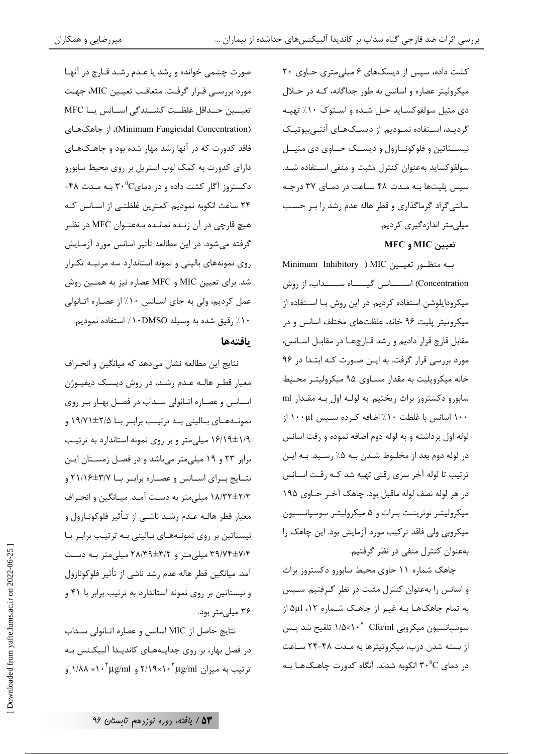کشت داده، سپس از دیسک‌های ۶ میلی‌متری حاوی ۲۰ میکرولیتر عصاره و اسانس به طور جداگانه، که در حلال دی متیل سولفوکساید حل شده و استوک ۱۰٪ تهیه گردید، استفاده نمودیم. از دیسک‌های آنتی‌بیوتیک نیستاتین و فلوکونازول و دیسک حاوی دی متیل سولفوکساید به‌عنوان کنترل مثبت و منفی استفاده شد. سپس پلیت‌ها به مدت ۴۸ ساعت در دمای ۳۷ درجه سانتی‌گراد گرماگذاری و قطر هاله عدم رشد را بر حسب میلی‌متر اندازه‌گیری کردیم.

### تعیین MIC و MFC

به منظور تعیین MIC ( Minimum Inhibitory Concentration) اسانس گیاه سداب، از روش میکرودایلوشن استفاده کردیم. در این روش با استفاده از میکروتیتر پلیت ۹۶ خانه، غلظت‌های مختلف اسانس و در مقابل قارچ قرار دادیم و رشد قارچ‌ها در مقابل اسانس، مورد بررسی قرار گرفت. به این صورت که ابتدا در ۹۶ خانه میکروپلیت به مقدار مساوی ۹۵ میکرولیتر محیط سابورو دکستروز براث ریختیم. به لوله اول به مقدار ml ۱۰۰ اسانس با غلظت ۱۰٪ اضافه کرده سپس ۱۰۰µl از لوله اول برداشته و به لوله دوم اضافه نموده و رقت اسانس در لوله دوم بعد از مخلوط شدن به ۵٪ رسید. به این ترتیب تا لوله آخر سری رقتی تهیه شد که رقت اسانس در هر لوله نصف لوله ماقبل بود. چاهک آخر حاوی ۱۹۵ میکرولیتر نوترینت براث و ۵ میکرولیتر سوسپانسیون میکروبی ولی فاقد ترکیب مورد آزمایش بود. این چاهک را به‌عنوان کنترل منفی در نظر گرفتیم.

چاهک شماره ۱۱ حاوی محیط سابورو دکستروز براث و اسانس را به‌عنوان کنترل مثبت در نظر گرفتیم. سپس به تمام چاهک‌ها به غیر از چاهک شماره ۱۲، ۵µl از سوسپانسیون میکروبی $1/5\times10^{8}$ Cfu/ml تلقیح شد پس از بسته شدن درب، میکروتیترها به مدت ۴۸-۲۴ ساعت در دمای $30^{0}C$ انکوبه شدند. آنگاه کدورت چاهک‌ها به صورت چشمی خوانده و رشد یا عدم رشد قارچ در آنها مورد بررسی قرار گرفت. متعاقب تعیین MIC، جهت تعیین حداقل غلظت کشندگی اسانس یا MFC (Minimum Fungicidal Concentration)، از چاهک‌های فاقد کدورت که در آنها رشد مهار شده بود و چاهک‌های دارای کدورت به کمک لوپ استریل بر روی محیط سابورو دکستروز آگار کشت داده و در دمای $30^{0}C$ به مدت ۴۸-۲۴ ساعت انکوبه نمودیم. کمترین غلظتی از اسانس که هیچ قارچی در آن زنده نمانده به‌عنوان MFC در نظر گرفته می‌شود. در این مطالعه تأثیر اسانس مورد آزمایش روی نمونه‌های بالینی و نمونه استاندارد سه مرتبه تکرار شد. برای تعیین MIC و MFC عصاره نیز به همین روش عمل کردیم، ولی به جای اسانس ۱۰٪ از عصاره اتانولی ۱۰٪ رقیق شده به وسیله ۱۰DMSO٪ استفاده نمودیم.

## یافته‌ها

نتایج این مطالعه نشان می‌دهد که میانگین و انحراف معیار قطر هاله عدم رشد، در روش دیسک دیفیوژن اسانس و عصاره اتانولی سداب در فصل بهار بر روی نمونه‌های بالینی به ترتیب برابر با ۲/۵±۱۹/۷۱ و ۱/۹±۱۶/۱۹ میلی‌متر و بر روی نمونه استاندارد به ترتیب برابر ۲۳ و ۱۹ میلی‌متر می‌باشد و در فصل زمستان این نتایج برای اسانس و عصاره برابر با ۳/۷±۲۱/۱۶ و ۲/۲±۱۸/۳۲ میلی‌متر به دست آمد. میانگین و انحراف معیار قطر هاله عدم رشد ناشی از تأثیر فلوکونازول و نیستاتین بر روی نمونه‌های بالینی به ترتیب برابر با ۷/۴±۳۹/۷۴ میلی‌متر و ۳/۲±۲۸/۳۹ میلی‌متر به دست آمد. میانگین قطر هاله عدم رشد ناشی از تأثیر فلوکونازول و نیستاتین بر روی نمونه استاندارد به ترتیب برابر با ۴۱ و ۳۶ میلی‌متر بود.

نتایج حاصل از MIC اسانس و عصاره اتانولی سداب در فصل بهار، بر روی جدایه‌های کاندیدا آلبیکنس به ترتیب به میزان $2/19\times10^{3}$µg/ml و $1/88\times10^{4}$µg/ml و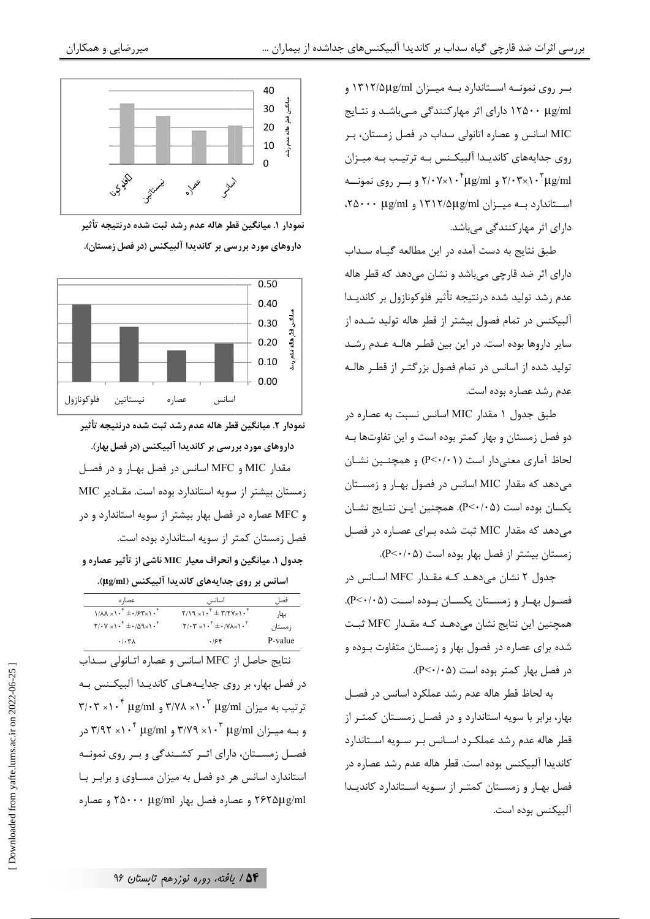بـر روی نمونـه اسـتاندارد بـه میـزان ۱۳۱۲/۵μg/ml و ۱۲۵۰۰ μg/ml دارای اثر مهارکنندگی مـی‌باشـد و نتـایج MIC اسانس و عصاره اتانولی سداب در فصل زمستان، بـر روی جدایه‌های کاندیـدا آلبیکـنس بـه ترتیـب بـه میـزان $۲/۰۳×۱۰^{۳}$ μg/ml و $۲/۰۷×۱۰^{۴}$ μg/ml و بـر روی نمونـه اسـتاندارد بـه میـزان ۱۳۱۲/۵μg/ml و ۲۵۰۰۰ μg/ml، دارای اثر مهارکنندگی می‌باشد.

طبق نتایج به دست آمده در این مطالعه گیـاه سـداب دارای اثر ضد قارچی می‌باشد و نشان می‌دهد که قطر هاله عدم رشد تولید شده درنتیجه تأثیر فلوکونازول بر کاندیـدا آلبیکنس در تمام فصول بیشتر از قطر هاله تولید شـده از سایر داروها بوده است. در این بین قطـر هالـه عـدم رشـد تولید شده از اسانس در تمام فصول بزرگتـر از قطـر هالـه عدم رشد عصاره بوده است.

طبق جدول ۱ مقدار MIC اسانس نسبت به عصاره در دو فصل زمستان و بهار کمتر بوده است و این تفاوت‌ها بـه لحاظ آماری معنی‌دار است ($P<۰/۰۱$) و همچنـین نشـان می‌دهد که مقدار MIC اسانس در فصـول بهـار و زمسـتان یکسان بوده است ($P<۰/۰۵$). همچنین ایـن نتـایج نشـان می‌دهد که مقدار MIC ثبت شده بـرای عصـاره در فصـل زمستان بیشتر از فصل بهار بوده است ($P<۰/۰۵$).

جدول ۲ نشان می‌دهـد کـه مقـدار MFC اسـانس در فصـول بهـار و زمسـتان یکسـان بـوده اسـت ($P<۰/۰۵$). همچنین این نتایج نشان می‌دهـد کـه مقـدار MFC ثبـت شده برای عصاره در فصول بهار و زمستان متفاوت بـوده و در فصل بهار کمتر بوده است ($P<۰/۰۵$).

به لحاظ قطر هاله عدم رشد عملکرد اسانس در فصـل بهار، برابر با سویه استاندارد و در فصـل زمسـتان کمتـر از قطر هاله عدم رشد عملکـرد اسـانس بـر سـویه اسـتاندارد کاندیدا آلبیکنس بوده است. قطر هاله عدم رشد عصاره در فصل بهـار و زمسـتان کمتـر از سـویه اسـتاندارد کاندیـدا آلبیکنس بوده است.

**نمودار ۱. میانگین قطر هاله عدم رشد ثبت شده درنتیجه تأثیر داروهای مورد بررسی بر کاندیدا آلبیکنس (در فصل زمستان).**

**نمودار ۲. میانگین قطر هاله عدم رشد ثبت شده درنتیجه تأثیر داروهای مورد بررسی بر کاندیدا آلبیکنس (در فصل بهار).**

مقدار MIC و MFC اسانس در فصل بهـار و در فصـل زمستان بیشتر از سویه استاندارد بوده است. مقـادیر MIC و MFC عصاره در فصل بهار بیشتر از سویه استاندارد و در فصل زمستان کمتر از سویه استاندارد بوده است.

**جدول ۱. میانگین و انحراف معیار MIC ناشی از تأثیر عصاره و اسانس بر روی جدایه‌های کاندیدا آلبیکنس (μg/ml).**

| فصل | اسانس | عصاره |
|---|---|---|
| بهار | $۲/۱۹×۱۰^{۳} ± ۳/۲۷×۱۰^{۲}$ | $۱/۸۸×۱۰^{۴} ± ۰/۶۳×۱۰^{۴}$ |
| زمستان | $۲/۰۳×۱۰^{۳} ± ۰/۷۸×۱۰^{۳}$ | $۲/۰۷×۱۰^{۴} ± ۰/۵۹×۱۰^{۴}$ |
| P-value | ۰/۶۴ | ۰/۰۳۸ |

نتایج حاصل از MFC اسانس و عصاره اتـانولی سـداب در فصل بهار، بر روی جدایـه‌هـای کاندیـدا آلبیکـنس بـه ترتیب به میزان $۳/۷۸×۱۰^{۳}$ μg/ml و $۳/۰۳×۱۰^{۴}$ μg/ml و بـه میـزان $۳/۷۹×۱۰^{۳}$ μg/ml و $۳/۹۲×۱۰^{۴}$ μg/ml در فصـل زمسـتان، دارای اثـر کشـندگی و بـر روی نمونـه استاندارد اسانس هر دو فصل به میزان مسـاوی و برابـر بـا ۲۶۲۵μg/ml و عصاره فصل بهار ۲۵۰۰۰ μg/ml و عصاره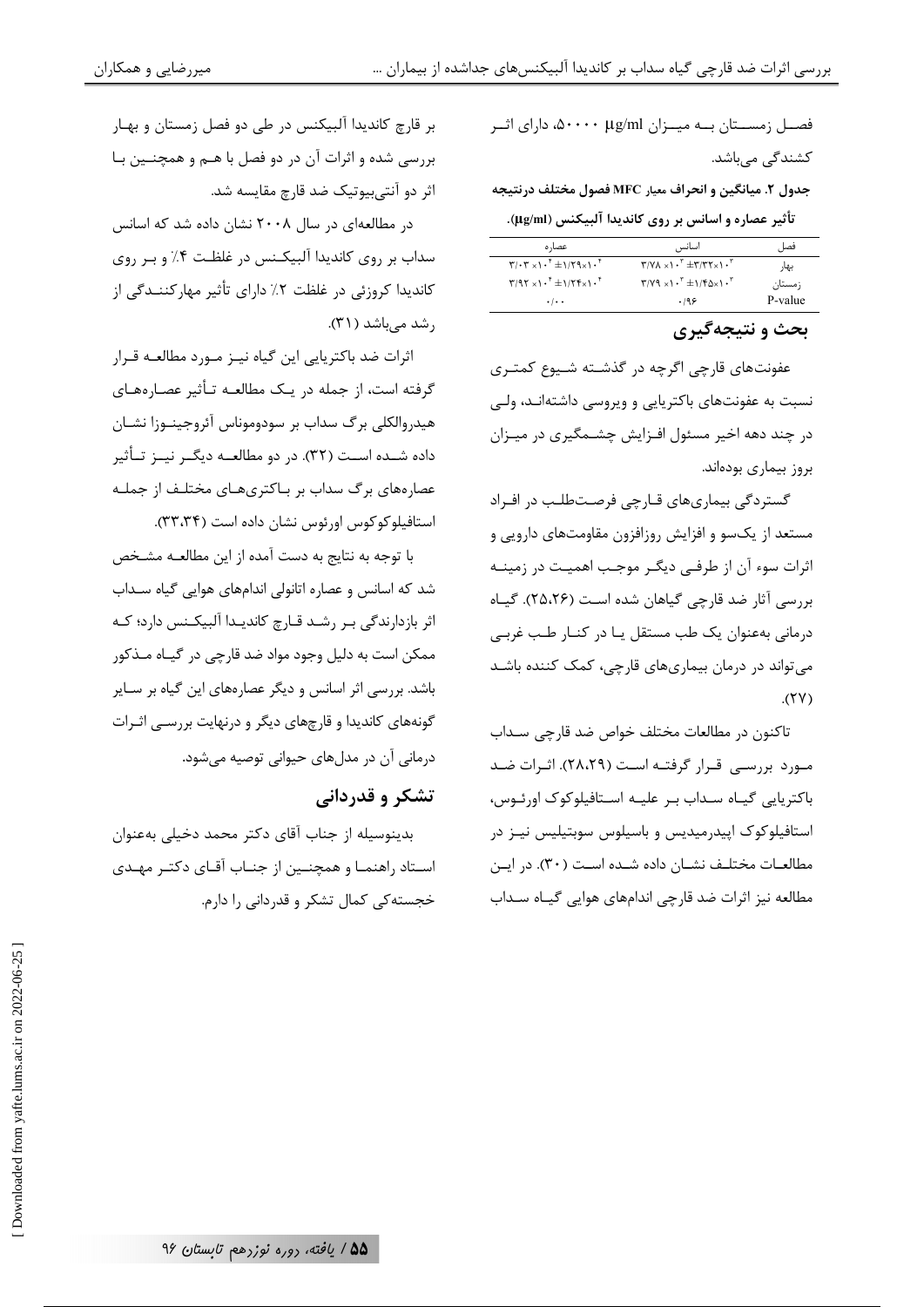فصل زمستان به میزان 50000 µg/ml، دارای اثر کشندگی می‌باشد.

**جدول ۲. میانگین و انحراف معیار MFC فصول مختلف درنتیجه تأثیر عصاره و اسانس بر روی کاندیدا آلبیکنس (µg/ml).**

| فصل | اسانس | عصاره |
|---|---|---|
| بهار | $3/78 \times 10^{3} \pm 3/32 \times 10^{3}$ | $3/03 \times 10^{4} \pm 1/29 \times 10^{4}$ |
| زمستان | $3/79 \times 10^{3} \pm 1/45 \times 10^{3}$ | $3/92 \times 10^{4} \pm 1/24 \times 10^{4}$ |
| P-value | ۰/۹۶ | ۰/۰۰ |

## بحث و نتیجه‌گیری

عفونت‌های قارچی اگرچه در گذشته شیوع کمتری نسبت به عفونت‌های باکتریایی و ویروسی داشته‌اند، ولی در چند دهه اخیر مسئول افزایش چشمگیری در میزان بروز بیماری بوده‌اند.

گستردگی بیماری‌های قارچی فرصت‌طلب در افراد مستعد از یک‌سو و افزایش روزافزون مقاومت‌های دارویی و اثرات سوء آن از طرفی دیگر موجب اهمیت در زمینه بررسی آثار ضد قارچی گیاهان شده است (۲۵،۲۶). گیاه درمانی به‌عنوان یک طب مستقل یا در کنار طب غربی می‌تواند در درمان بیماری‌های قارچی، کمک کننده باشد (۲۷).

تاکنون در مطالعات مختلف خواص ضد قارچی سداب مورد بررسی قرار گرفته است (۲۸،۲۹). اثرات ضد باکتریایی گیاه سداب بر علیه استافیلوکوک اورئوس، استافیلوکوک اپیدرمیدیس و باسیلوس سوبتیلیس نیز در مطالعات مختلف نشان داده شده است (۳۰). در این مطالعه نیز اثرات ضد قارچی اندام‌های هوایی گیاه سداب بر قارچ کاندیدا آلبیکنس در طی دو فصل زمستان و بهار بررسی شده و اثرات آن در دو فصل با هم و همچنین با اثر دو آنتی‌بیوتیک ضد قارچ مقایسه شد.

در مطالعه‌ای در سال ۲۰۰۸ نشان داده شد که اسانس سداب بر روی کاندیدا آلبیکنس در غلظت ۴٪ و بر روی کاندیدا کروزئی در غلظت ۲٪ دارای تأثیر مهارکنندگی از رشد می‌باشد (۳۱).

اثرات ضد باکتریایی این گیاه نیز مورد مطالعه قرار گرفته است، از جمله در یک مطالعه تأثیر عصاره‌های هیدروالکلی برگ سداب بر سودوموناس آئروجینوزا نشان داده شده است (۳۲). در دو مطالعه دیگر نیز تأثیر عصاره‌های برگ سداب بر باکتری‌های مختلف از جمله استافیلوکوکوس اورئوس نشان داده است (۳۳،۳۴).

با توجه به نتایج به دست آمده از این مطالعه مشخص شد که اسانس و عصاره اتانولی اندام‌های هوایی گیاه سداب اثر بازدارندگی بر رشد قارچ کاندیدا آلبیکنس دارد؛ که ممکن است به دلیل وجود مواد ضد قارچی در گیاه مذکور باشد. بررسی اثر اسانس و دیگر عصاره‌های این گیاه بر سایر گونه‌های کاندیدا و قارچ‌های دیگر و درنهایت بررسی اثرات درمانی آن در مدل‌های حیوانی توصیه می‌شود.

## تشکر و قدردانی

بدینوسیله از جناب آقای دکتر محمد دخیلی به‌عنوان استاد راهنما و همچنین از جناب آقای دکتر مهدی خجسته‌کی کمال تشکر و قدردانی را دارم.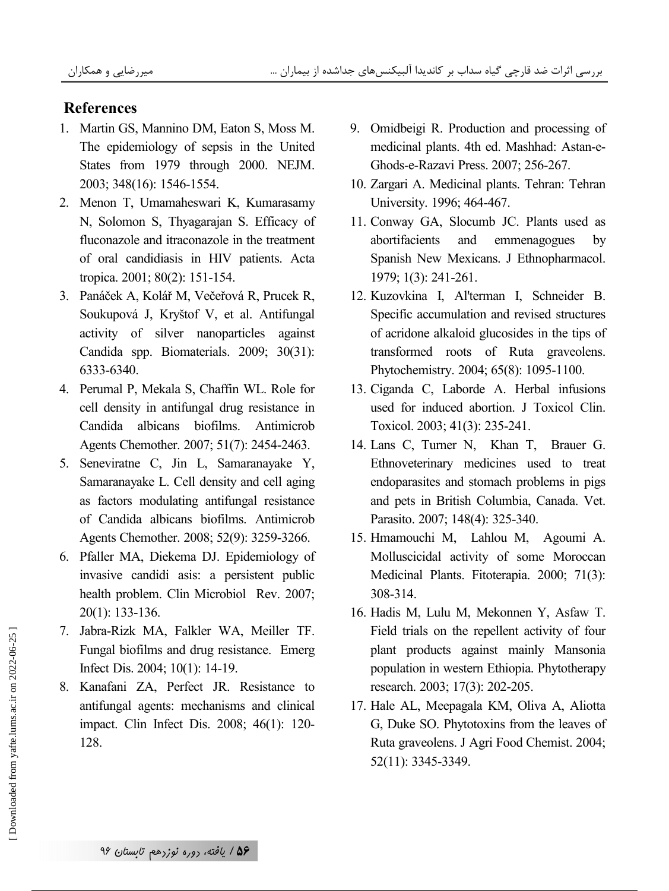## References

1. Martin GS, Mannino DM, Eaton S, Moss M. The epidemiology of sepsis in the United States from 1979 through 2000. NEJM. 2003; 348(16): 1546-1554.
2. Menon T, Umamaheswari K, Kumarasamy N, Solomon S, Thyagarajan S. Efficacy of fluconazole and itraconazole in the treatment of oral candidiasis in HIV patients. Acta tropica. 2001; 80(2): 151-154.
3. Panáček A, Kolář M, Večeřová R, Prucek R, Soukupová J, Kryštof V, et al. Antifungal activity of silver nanoparticles against Candida spp. Biomaterials. 2009; 30(31): 6333-6340.
4. Perumal P, Mekala S, Chaffin WL. Role for cell density in antifungal drug resistance in Candida albicans biofilms. Antimicrob Agents Chemother. 2007; 51(7): 2454-2463.
5. Seneviratne C, Jin L, Samaranayake Y, Samaranayake L. Cell density and cell aging as factors modulating antifungal resistance of Candida albicans biofilms. Antimicrob Agents Chemother. 2008; 52(9): 3259-3266.
6. Pfaller MA, Diekema DJ. Epidemiology of invasive candidi asis: a persistent public health problem. Clin Microbiol Rev. 2007; 20(1): 133-136.
7. Jabra-Rizk MA, Falkler WA, Meiller TF. Fungal biofilms and drug resistance. Emerg Infect Dis. 2004; 10(1): 14-19.
8. Kanafani ZA, Perfect JR. Resistance to antifungal agents: mechanisms and clinical impact. Clin Infect Dis. 2008; 46(1): 120-128.
9. Omidbeigi R. Production and processing of medicinal plants. 4th ed. Mashhad: Astan-e-Ghods-e-Razavi Press. 2007; 256-267.
10. Zargari A. Medicinal plants. Tehran: Tehran University. 1996; 464-467.
11. Conway GA, Slocumb JC. Plants used as abortifacients and emmenagogues by Spanish New Mexicans. J Ethnopharmacol. 1979; 1(3): 241-261.
12. Kuzovkina I, Al'terman I, Schneider B. Specific accumulation and revised structures of acridone alkaloid glucosides in the tips of transformed roots of Ruta graveolens. Phytochemistry. 2004; 65(8): 1095-1100.
13. Ciganda C, Laborde A. Herbal infusions used for induced abortion. J Toxicol Clin. Toxicol. 2003; 41(3): 235-241.
14. Lans C, Turner N, Khan T, Brauer G. Ethnoveterinary medicines used to treat endoparasites and stomach problems in pigs and pets in British Columbia, Canada. Vet. Parasito. 2007; 148(4): 325-340.
15. Hmamouchi M, Lahlou M, Agoumi A. Molluscicidal activity of some Moroccan Medicinal Plants. Fitoterapia. 2000; 71(3): 308-314.
16. Hadis M, Lulu M, Mekonnen Y, Asfaw T. Field trials on the repellent activity of four plant products against mainly Mansonia population in western Ethiopia. Phytotherapy research. 2003; 17(3): 202-205.
17. Hale AL, Meepagala KM, Oliva A, Aliotta G, Duke SO. Phytotoxins from the leaves of Ruta graveolens. J Agri Food Chemist. 2004; 52(11): 3345-3349.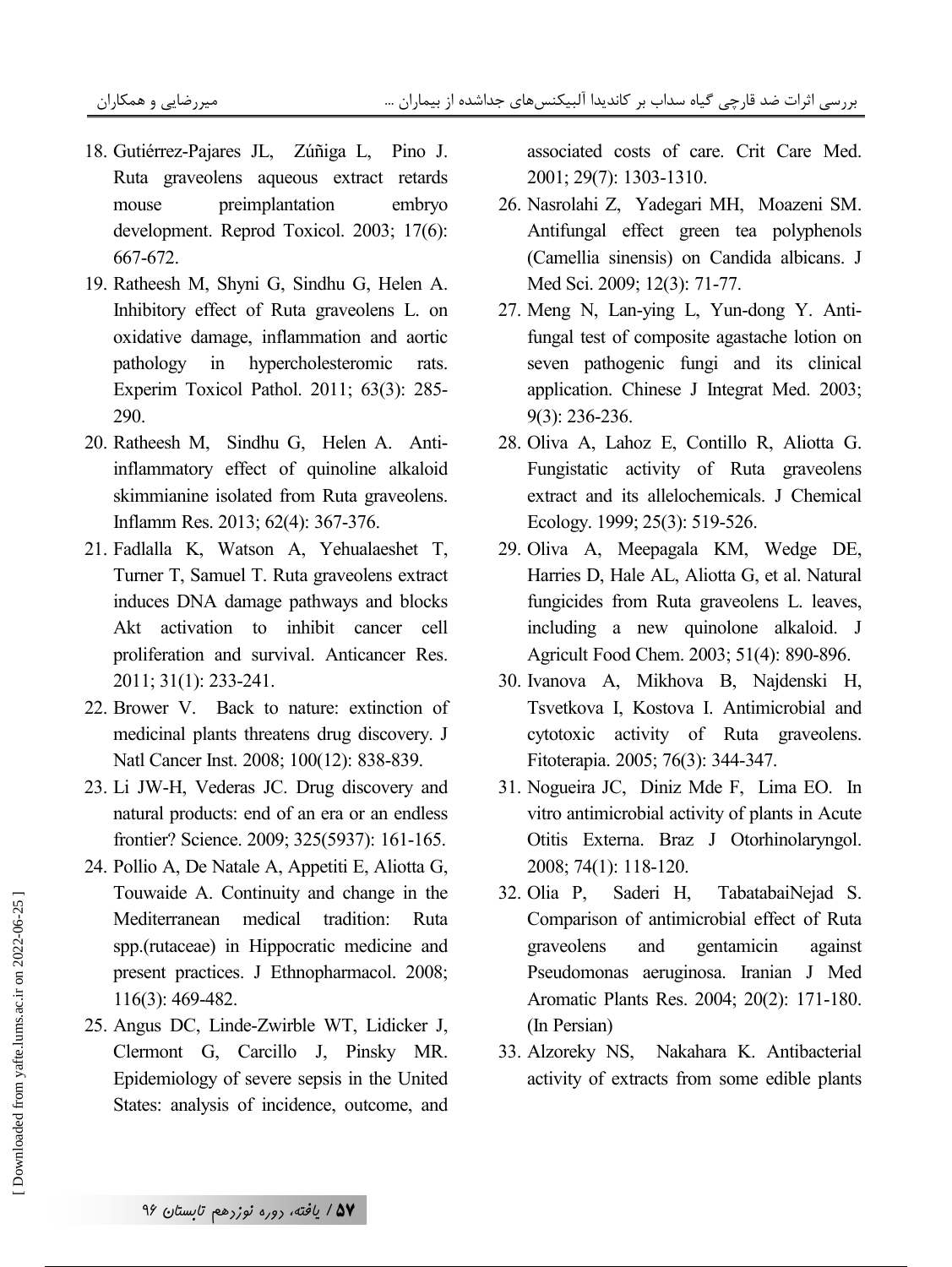18. Gutiérrez-Pajares JL, Zúñiga L, Pino J. Ruta graveolens aqueous extract retards mouse preimplantation embryo development. Reprod Toxicol. 2003; 17(6): 667-672.
19. Ratheesh M, Shyni G, Sindhu G, Helen A. Inhibitory effect of Ruta graveolens L. on oxidative damage, inflammation and aortic pathology in hypercholesteromic rats. Experim Toxicol Pathol. 2011; 63(3): 285-290.
20. Ratheesh M, Sindhu G, Helen A. Anti-inflammatory effect of quinoline alkaloid skimmianine isolated from Ruta graveolens. Inflamm Res. 2013; 62(4): 367-376.
21. Fadlalla K, Watson A, Yehualaeshet T, Turner T, Samuel T. Ruta graveolens extract induces DNA damage pathways and blocks Akt activation to inhibit cancer cell proliferation and survival. Anticancer Res. 2011; 31(1): 233-241.
22. Brower V. Back to nature: extinction of medicinal plants threatens drug discovery. J Natl Cancer Inst. 2008; 100(12): 838-839.
23. Li JW-H, Vederas JC. Drug discovery and natural products: end of an era or an endless frontier? Science. 2009; 325(5937): 161-165.
24. Pollio A, De Natale A, Appetiti E, Aliotta G, Touwaide A. Continuity and change in the Mediterranean medical tradition: Ruta spp.(rutaceae) in Hippocratic medicine and present practices. J Ethnopharmacol. 2008; 116(3): 469-482.
25. Angus DC, Linde-Zwirble WT, Lidicker J, Clermont G, Carcillo J, Pinsky MR. Epidemiology of severe sepsis in the United States: analysis of incidence, outcome, and associated costs of care. Crit Care Med. 2001; 29(7): 1303-1310.
26. Nasrolahi Z, Yadegari MH, Moazeni SM. Antifungal effect green tea polyphenols (Camellia sinensis) on Candida albicans. J Med Sci. 2009; 12(3): 71-77.
27. Meng N, Lan-ying L, Yun-dong Y. Anti-fungal test of composite agastache lotion on seven pathogenic fungi and its clinical application. Chinese J Integrat Med. 2003; 9(3): 236-236.
28. Oliva A, Lahoz E, Contillo R, Aliotta G. Fungistatic activity of Ruta graveolens extract and its allelochemicals. J Chemical Ecology. 1999; 25(3): 519-526.
29. Oliva A, Meepagala KM, Wedge DE, Harries D, Hale AL, Aliotta G, et al. Natural fungicides from Ruta graveolens L. leaves, including a new quinolone alkaloid. J Agricult Food Chem. 2003; 51(4): 890-896.
30. Ivanova A, Mikhova B, Najdenski H, Tsvetkova I, Kostova I. Antimicrobial and cytotoxic activity of Ruta graveolens. Fitoterapia. 2005; 76(3): 344-347.
31. Nogueira JC, Diniz Mde F, Lima EO. In vitro antimicrobial activity of plants in Acute Otitis Externa. Braz J Otorhinolaryngol. 2008; 74(1): 118-120.
32. Olia P, Saderi H, TabatabaiNejad S. Comparison of antimicrobial effect of Ruta graveolens and gentamicin against Pseudomonas aeruginosa. Iranian J Med Aromatic Plants Res. 2004; 20(2): 171-180. (In Persian)
33. Alzoreky NS, Nakahara K. Antibacterial activity of extracts from some edible plants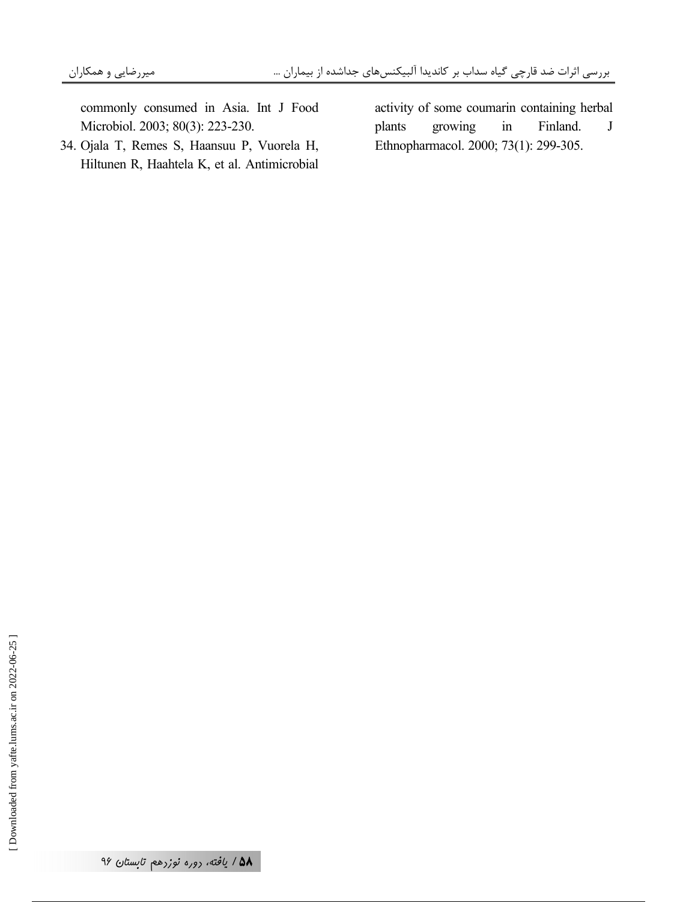commonly consumed in Asia. Int J Food Microbiol. 2003; 80(3): 223-230.

34. Ojala T, Remes S, Haansuu P, Vuorela H, Hiltunen R, Haahtela K, et al. Antimicrobial activity of some coumarin containing herbal plants growing in Finland. J Ethnopharmacol. 2000; 73(1): 299-305.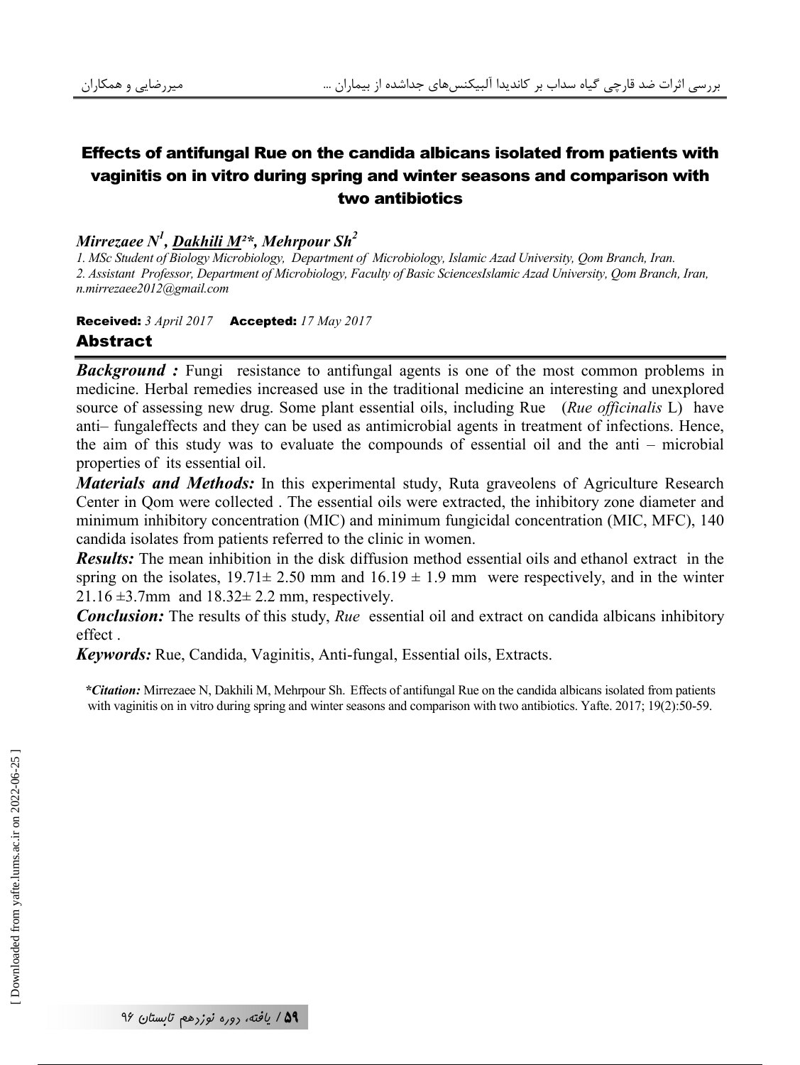# Effects of antifungal Rue on the candida albicans isolated from patients with vaginitis on in vitro during spring and winter seasons and comparison with two antibiotics

***Mirrezaee N[1], Dakhili M²\*, Mehrpour Sh[2]***

*1. MSc Student of Biology Microbiology, Department of Microbiology, Islamic Azad University, Qom Branch, Iran.*
*2. Assistant Professor, Department of Microbiology, Faculty of Basic SciencesIslamic Azad University, Qom Branch, Iran, n.mirrezaee2012@gmail.com*

**Received:** *3 April 2017* **Accepted:** *17 May 2017*

## Abstract

***Background :*** Fungi resistance to antifungal agents is one of the most common problems in medicine. Herbal remedies increased use in the traditional medicine an interesting and unexplored source of assessing new drug. Some plant essential oils, including Rue (*Rue officinalis* L) have anti– fungaleffects and they can be used as antimicrobial agents in treatment of infections. Hence, the aim of this study was to evaluate the compounds of essential oil and the anti – microbial properties of its essential oil.

***Materials and Methods:*** In this experimental study, Ruta graveolens of Agriculture Research Center in Qom were collected . The essential oils were extracted, the inhibitory zone diameter and minimum inhibitory concentration (MIC) and minimum fungicidal concentration (MIC, MFC), 140 candida isolates from patients referred to the clinic in women.

***Results:*** The mean inhibition in the disk diffusion method essential oils and ethanol extract in the spring on the isolates, 19.71± 2.50 mm and 16.19 ± 1.9 mm were respectively, and in the winter 21.16 ±3.7mm and 18.32± 2.2 mm, respectively.

***Conclusion:*** The results of this study, *Rue* essential oil and extract on candida albicans inhibitory effect .

***Keywords:*** Rue, Candida, Vaginitis, Anti-fungal, Essential oils, Extracts.

***\*Citation:*** Mirrezaee N, Dakhili M, Mehrpour Sh. Effects of antifungal Rue on the candida albicans isolated from patients with vaginitis on in vitro during spring and winter seasons and comparison with two antibiotics. Yafte. 2017; 19(2):50-59.